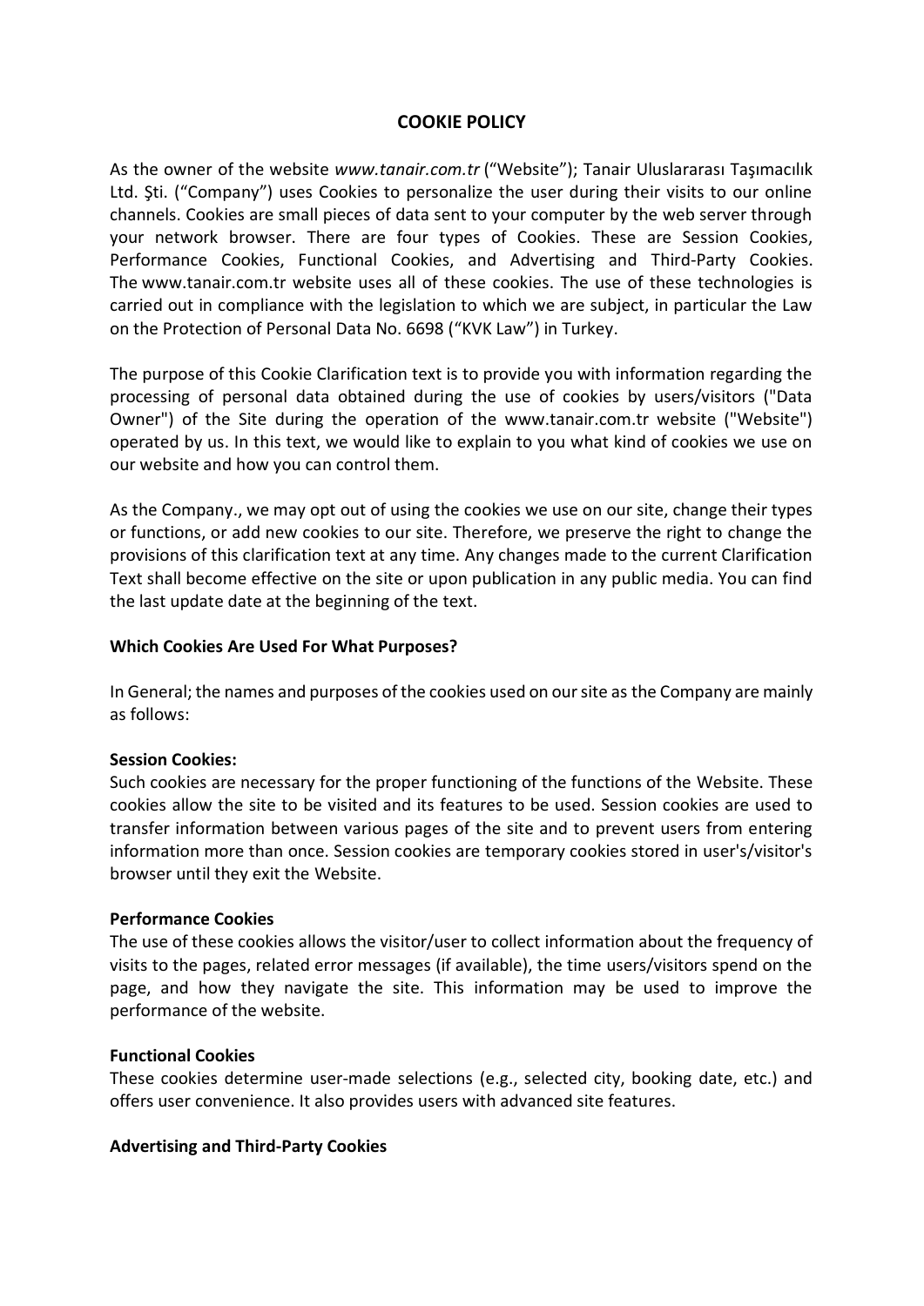# COOKIE POLICY

As the owner of the website *www.tanair.com.tr* ("Website"); Tanair Uluslararası Taşımacılık Ltd. Şti. ("Company") uses Cookies to personalize the user during their visits to our online channels. Cookies are small pieces of data sent to your computer by the web server through your network browser. There are four types of Cookies. These are Session Cookies, Performance Cookies, Functional Cookies, and Advertising and Third-Party Cookies. The www.tanair.com.tr website uses all of these cookies. The use of these technologies is carried out in compliance with the legislation to which we are subject, in particular the Law on the Protection of Personal Data No. 6698 ("KVK Law") in Turkey.

The purpose of this Cookie Clarification text is to provide you with information regarding the processing of personal data obtained during the use of cookies by users/visitors ("Data Owner") of the Site during the operation of the www.tanair.com.tr website ("Website") operated by us. In this text, we would like to explain to you what kind of cookies we use on our website and how you can control them.

As the Company., we may opt out of using the cookies we use on our site, change their types or functions, or add new cookies to our site. Therefore, we preserve the right to change the provisions of this clarification text at any time. Any changes made to the current Clarification Text shall become effective on the site or upon publication in any public media. You can find the last update date at the beginning of the text.

## Which Cookies Are Used For What Purposes?

In General; the names and purposes of the cookies used on our site as the Company are mainly as follows:

**Session Cookies:**
Such cookies are necessary for the proper functioning of the functions of the Website. These cookies allow the site to be visited and its features to be used. Session cookies are used to transfer information between various pages of the site and to prevent users from entering information more than once. Session cookies are temporary cookies stored in user's/visitor's browser until they exit the Website.

**Performance Cookies**
The use of these cookies allows the visitor/user to collect information about the frequency of visits to the pages, related error messages (if available), the time users/visitors spend on the page, and how they navigate the site. This information may be used to improve the performance of the website.

**Functional Cookies**
These cookies determine user-made selections (e.g., selected city, booking date, etc.) and offers user convenience. It also provides users with advanced site features.

**Advertising and Third-Party Cookies**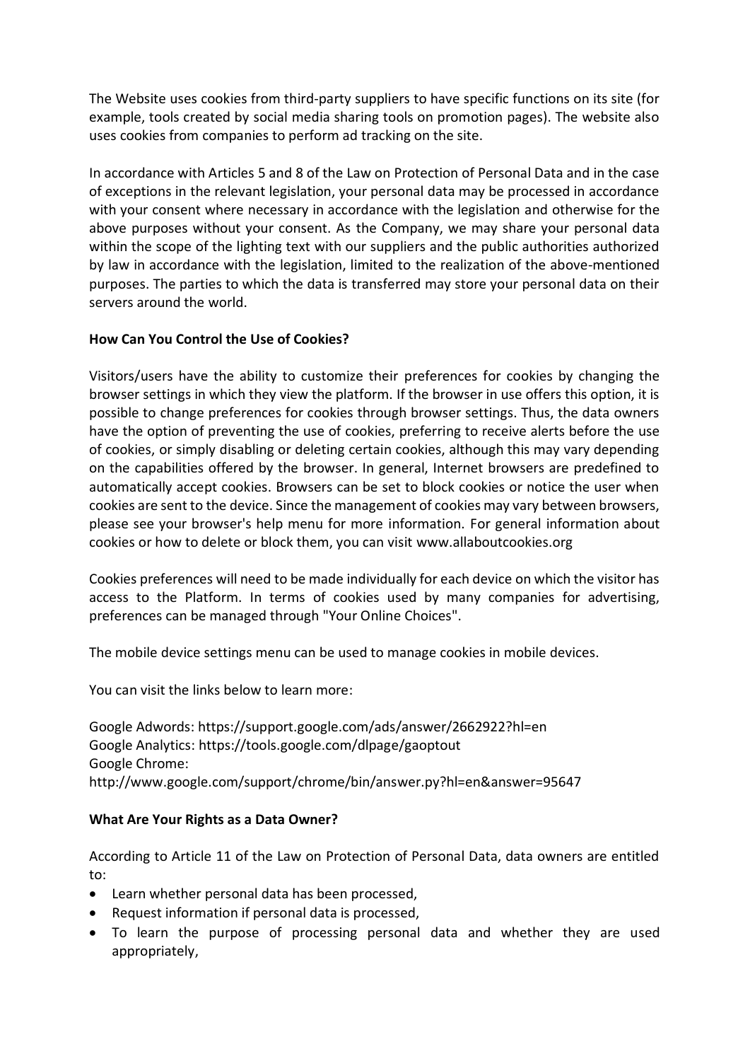The Website uses cookies from third-party suppliers to have specific functions on its site (for example, tools created by social media sharing tools on promotion pages). The website also uses cookies from companies to perform ad tracking on the site.

In accordance with Articles 5 and 8 of the Law on Protection of Personal Data and in the case of exceptions in the relevant legislation, your personal data may be processed in accordance with your consent where necessary in accordance with the legislation and otherwise for the above purposes without your consent. As the Company, we may share your personal data within the scope of the lighting text with our suppliers and the public authorities authorized by law in accordance with the legislation, limited to the realization of the above-mentioned purposes. The parties to which the data is transferred may store your personal data on their servers around the world.

**How Can You Control the Use of Cookies?**

Visitors/users have the ability to customize their preferences for cookies by changing the browser settings in which they view the platform. If the browser in use offers this option, it is possible to change preferences for cookies through browser settings. Thus, the data owners have the option of preventing the use of cookies, preferring to receive alerts before the use of cookies, or simply disabling or deleting certain cookies, although this may vary depending on the capabilities offered by the browser. In general, Internet browsers are predefined to automatically accept cookies. Browsers can be set to block cookies or notice the user when cookies are sent to the device. Since the management of cookies may vary between browsers, please see your browser's help menu for more information. For general information about cookies or how to delete or block them, you can visit www.allaboutcookies.org

Cookies preferences will need to be made individually for each device on which the visitor has access to the Platform. In terms of cookies used by many companies for advertising, preferences can be managed through "Your Online Choices".

The mobile device settings menu can be used to manage cookies in mobile devices.

You can visit the links below to learn more:

Google Adwords: https://support.google.com/ads/answer/2662922?hl=en
Google Analytics: https://tools.google.com/dlpage/gaoptout
Google Chrome:
http://www.google.com/support/chrome/bin/answer.py?hl=en&answer=95647

**What Are Your Rights as a Data Owner?**

According to Article 11 of the Law on Protection of Personal Data, data owners are entitled to:

- Learn whether personal data has been processed,
- Request information if personal data is processed,
- To learn the purpose of processing personal data and whether they are used appropriately,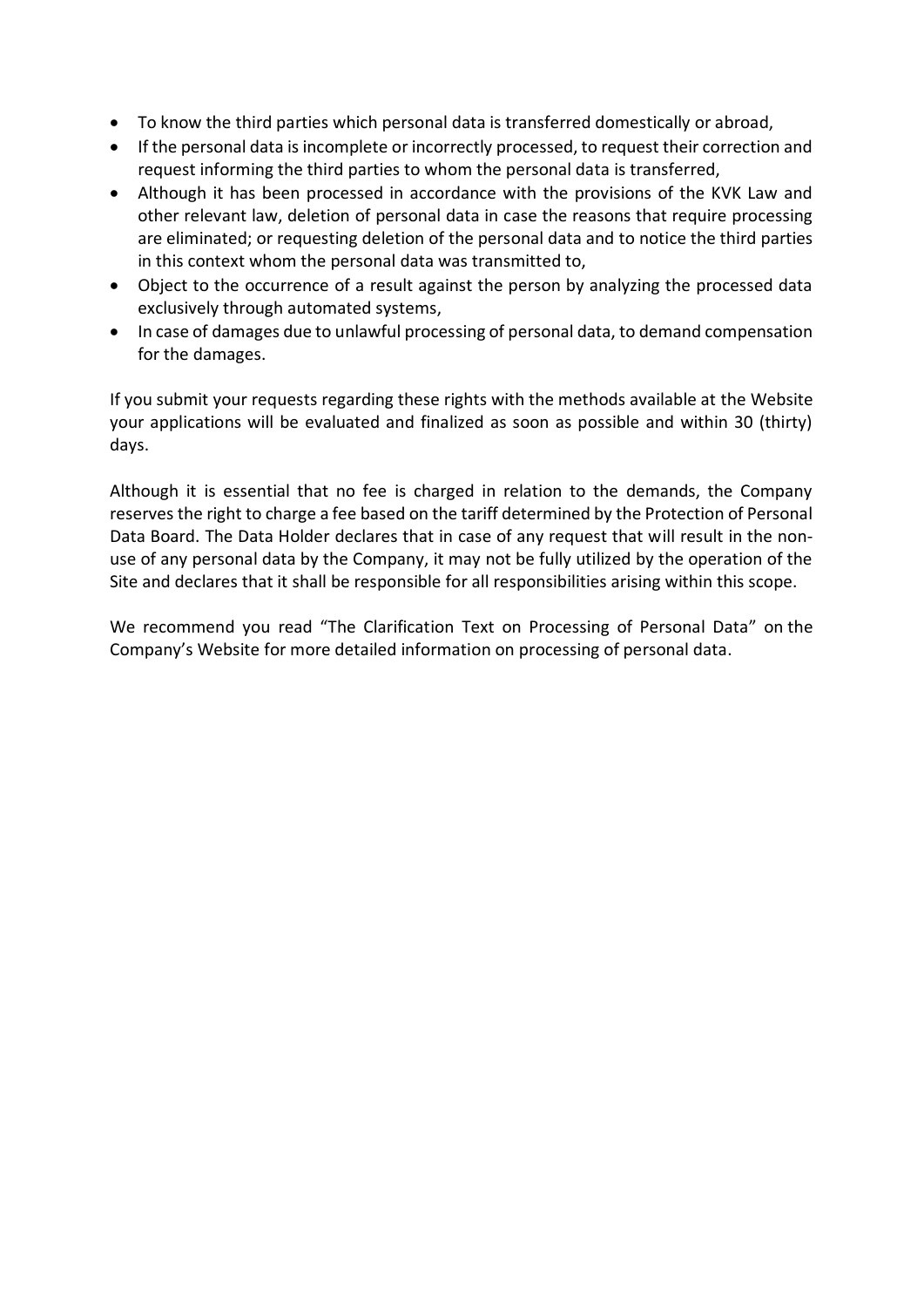- To know the third parties which personal data is transferred domestically or abroad,
- If the personal data is incomplete or incorrectly processed, to request their correction and request informing the third parties to whom the personal data is transferred,
- Although it has been processed in accordance with the provisions of the KVK Law and other relevant law, deletion of personal data in case the reasons that require processing are eliminated; or requesting deletion of the personal data and to notice the third parties in this context whom the personal data was transmitted to,
- Object to the occurrence of a result against the person by analyzing the processed data exclusively through automated systems,
- In case of damages due to unlawful processing of personal data, to demand compensation for the damages.

If you submit your requests regarding these rights with the methods available at the Website your applications will be evaluated and finalized as soon as possible and within 30 (thirty) days.

Although it is essential that no fee is charged in relation to the demands, the Company reserves the right to charge a fee based on the tariff determined by the Protection of Personal Data Board. The Data Holder declares that in case of any request that will result in the non-use of any personal data by the Company, it may not be fully utilized by the operation of the Site and declares that it shall be responsible for all responsibilities arising within this scope.

We recommend you read "The Clarification Text on Processing of Personal Data" on the Company's Website for more detailed information on processing of personal data.